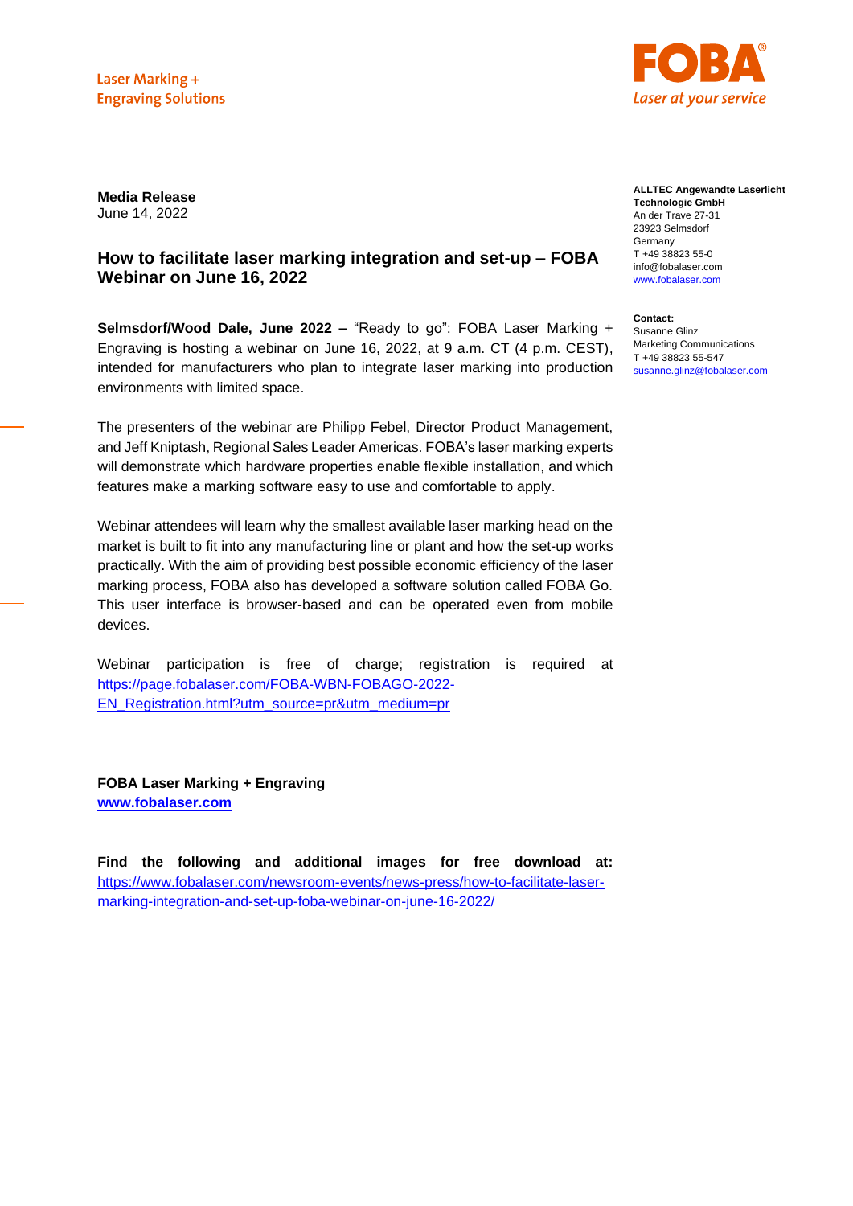Laser Marking +
Engraving Solutions

FOBA®
Laser at your service

**Media Release**
June 14, 2022

**ALLTEC Angewandte Laserlicht Technologie GmbH**
An der Trave 27-31
23923 Selmsdorf
Germany
T +49 38823 55-0
info@fobalaser.com
www.fobalaser.com

**Contact:**
Susanne Glinz
Marketing Communications
T +49 38823 55-547
susanne.glinz@fobalaser.com

## How to facilitate laser marking integration and set-up – FOBA Webinar on June 16, 2022

**Selmsdorf/Wood Dale, June 2022 –** "Ready to go": FOBA Laser Marking + Engraving is hosting a webinar on June 16, 2022, at 9 a.m. CT (4 p.m. CEST), intended for manufacturers who plan to integrate laser marking into production environments with limited space.

The presenters of the webinar are Philipp Febel, Director Product Management, and Jeff Kniptash, Regional Sales Leader Americas. FOBA's laser marking experts will demonstrate which hardware properties enable flexible installation, and which features make a marking software easy to use and comfortable to apply.

Webinar attendees will learn why the smallest available laser marking head on the market is built to fit into any manufacturing line or plant and how the set-up works practically. With the aim of providing best possible economic efficiency of the laser marking process, FOBA also has developed a software solution called FOBA Go. This user interface is browser-based and can be operated even from mobile devices.

Webinar participation is free of charge; registration is required at https://page.fobalaser.com/FOBA-WBN-FOBAGO-2022-EN_Registration.html?utm_source=pr&utm_medium=pr

**FOBA Laser Marking + Engraving**
**www.fobalaser.com**

**Find the following and additional images for free download at:** https://www.fobalaser.com/newsroom-events/news-press/how-to-facilitate-laser-marking-integration-and-set-up-foba-webinar-on-june-16-2022/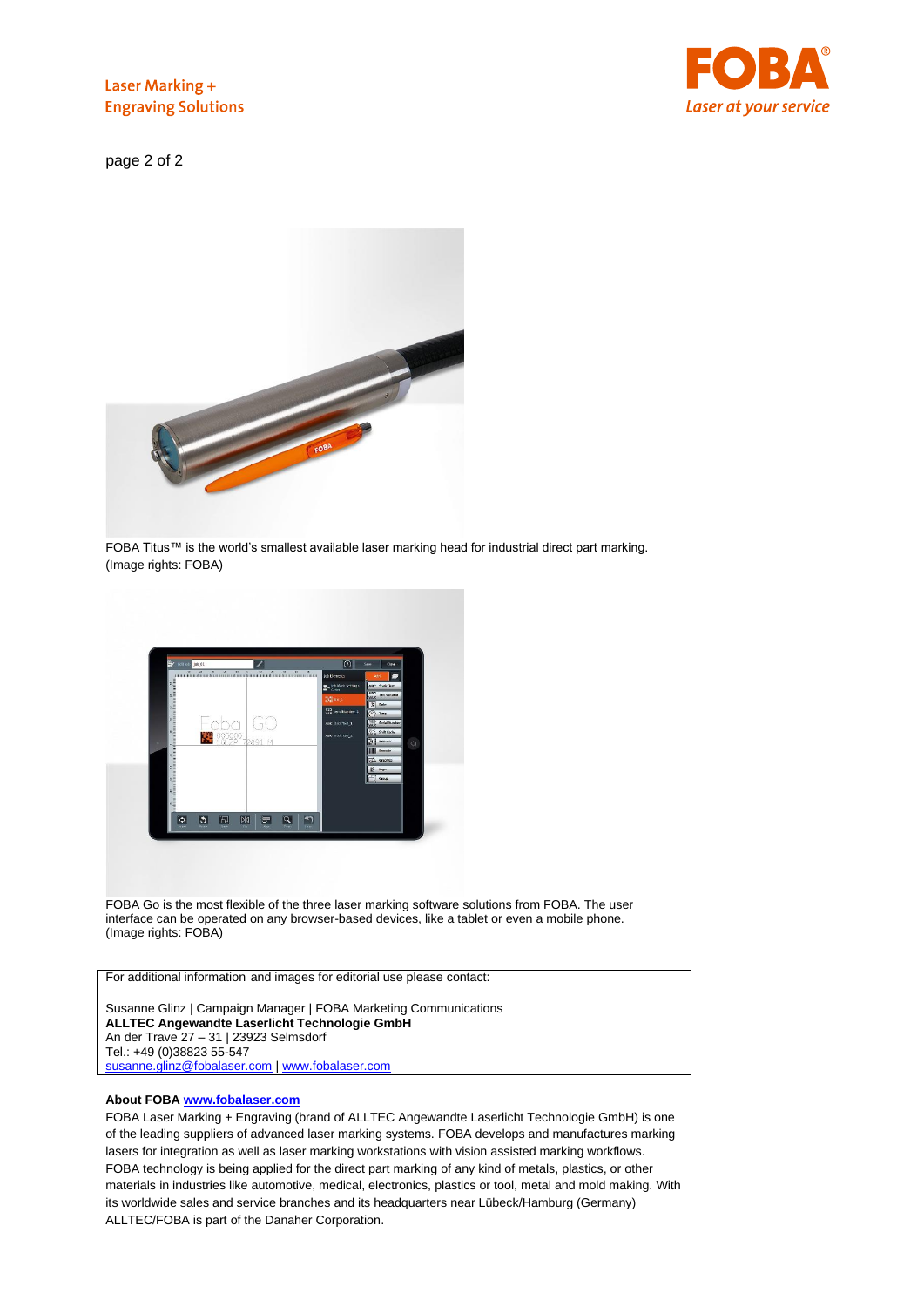FOBA Titus™ is the world's smallest available laser marking head for industrial direct part marking. (Image rights: FOBA)

FOBA Go is the most flexible of the three laser marking software solutions from FOBA. The user interface can be operated on any browser-based devices, like a tablet or even a mobile phone. (Image rights: FOBA)

For additional information and images for editorial use please contact:

Susanne Glinz | Campaign Manager | FOBA Marketing Communications
**ALLTEC Angewandte Laserlicht Technologie GmbH**
An der Trave 27 – 31 | 23923 Selmsdorf
Tel.: +49 (0)38823 55-547
susanne.glinz@fobalaser.com | www.fobalaser.com

**About FOBA www.fobalaser.com**

FOBA Laser Marking + Engraving (brand of ALLTEC Angewandte Laserlicht Technologie GmbH) is one of the leading suppliers of advanced laser marking systems. FOBA develops and manufactures marking lasers for integration as well as laser marking workstations with vision assisted marking workflows. FOBA technology is being applied for the direct part marking of any kind of metals, plastics, or other materials in industries like automotive, medical, electronics, plastics or tool, metal and mold making. With its worldwide sales and service branches and its headquarters near Lübeck/Hamburg (Germany) ALLTEC/FOBA is part of the Danaher Corporation.